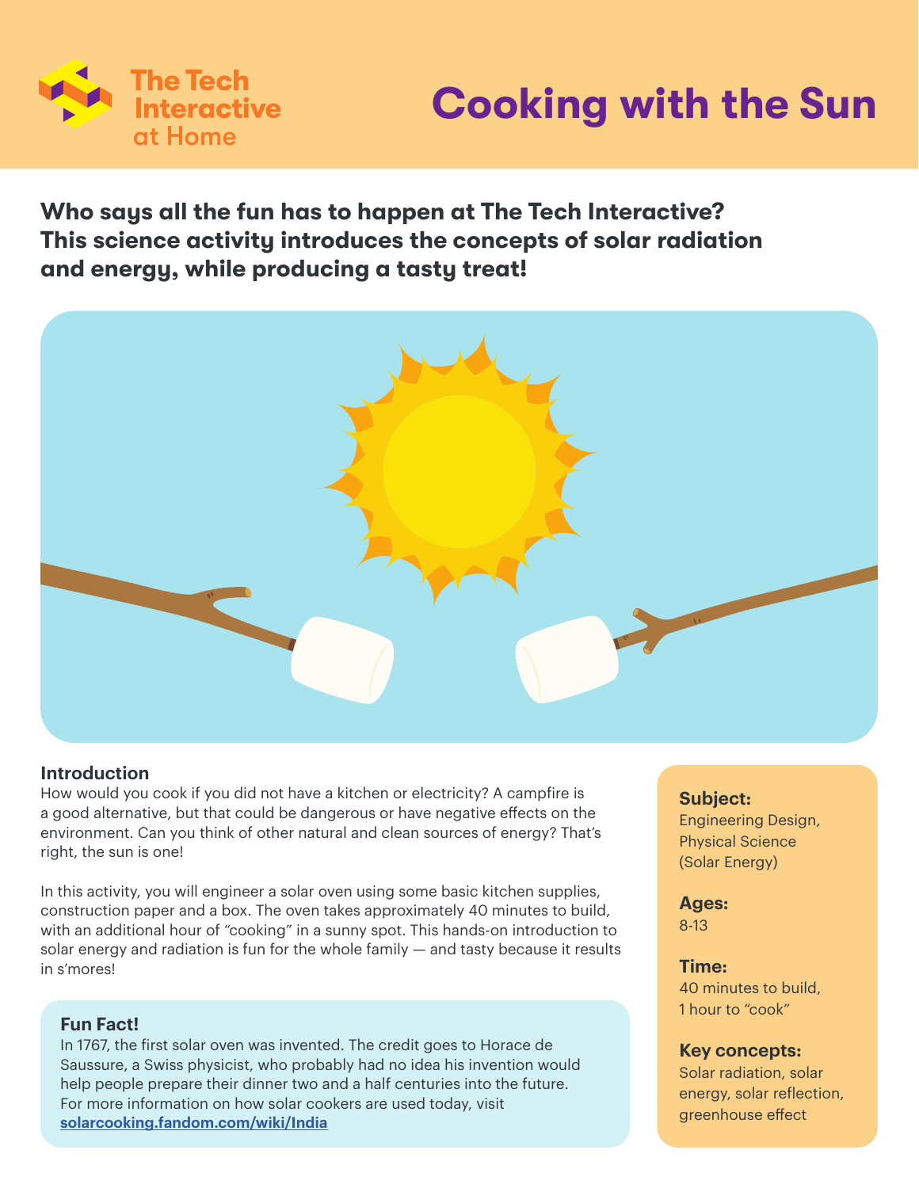The Tech Interactive at Home

# Cooking with the Sun

**Who says all the fun has to happen at The Tech Interactive? This science activity introduces the concepts of solar radiation and energy, while producing a tasty treat!**

### Introduction

How would you cook if you did not have a kitchen or electricity? A campfire is a good alternative, but that could be dangerous or have negative effects on the environment. Can you think of other natural and clean sources of energy? That's right, the sun is one!

In this activity, you will engineer a solar oven using some basic kitchen supplies, construction paper and a box. The oven takes approximately 40 minutes to build, with an additional hour of "cooking" in a sunny spot. This hands-on introduction to solar energy and radiation is fun for the whole family — and tasty because it results in s'mores!

### Fun Fact!

In 1767, the first solar oven was invented. The credit goes to Horace de Saussure, a Swiss physicist, who probably had no idea his invention would help people prepare their dinner two and a half centuries into the future. For more information on how solar cookers are used today, visit [solarcooking.fandom.com/wiki/India](solarcooking.fandom.com/wiki/India)

**Subject:**
Engineering Design, Physical Science (Solar Energy)

**Ages:**
8-13

**Time:**
40 minutes to build, 1 hour to "cook"

**Key concepts:**
Solar radiation, solar energy, solar reflection, greenhouse effect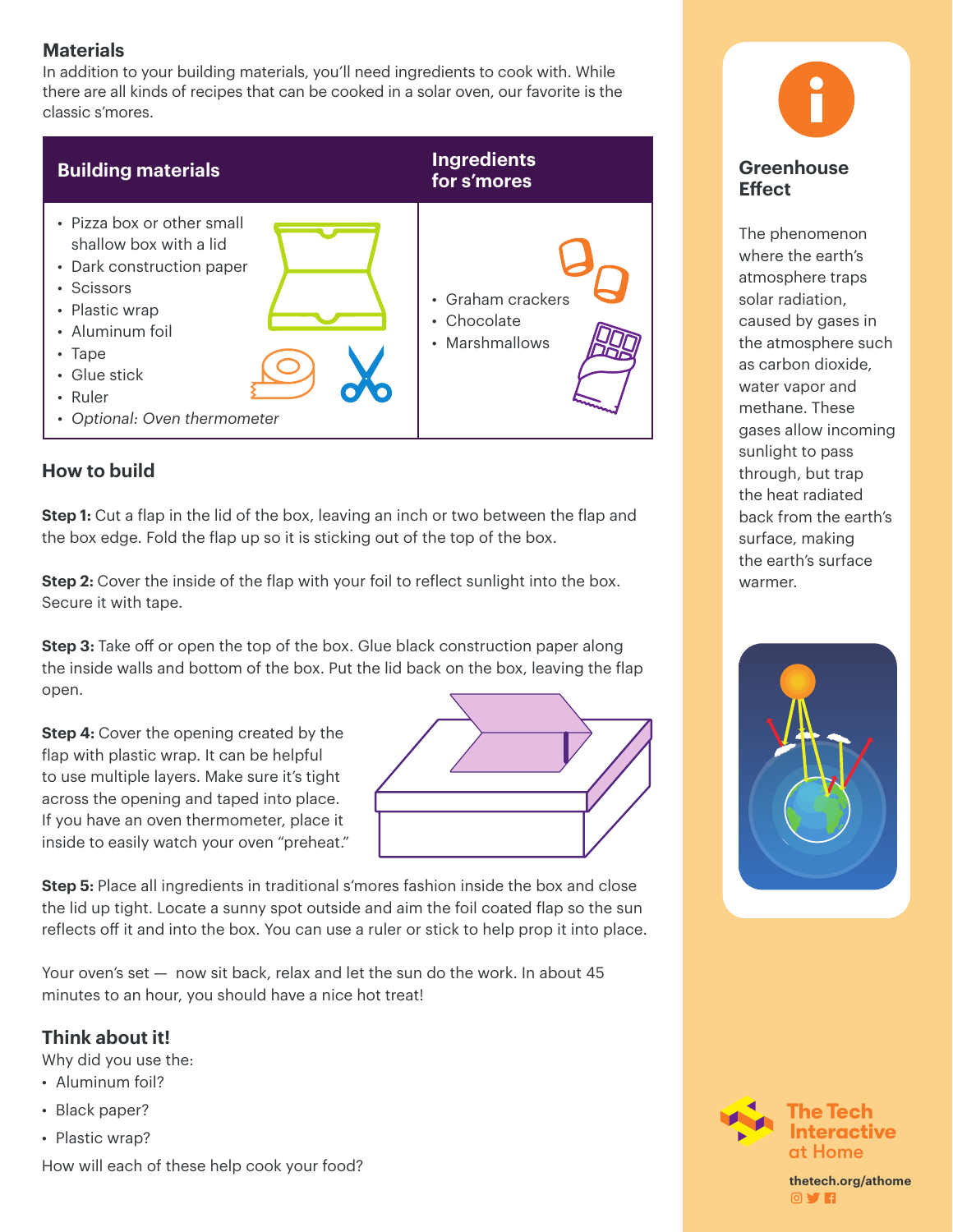## Materials

In addition to your building materials, you'll need ingredients to cook with. While there are all kinds of recipes that can be cooked in a solar oven, our favorite is the classic s'mores.

| Building materials | Ingredients for s'mores |
|---|---|
| • Pizza box or other small shallow box with a lid<br>• Dark construction paper<br>• Scissors<br>• Plastic wrap<br>• Aluminum foil<br>• Tape<br>• Glue stick<br>• Ruler<br>• *Optional: Oven thermometer* | • Graham crackers<br>• Chocolate<br>• Marshmallows |

## How to build

**Step 1:** Cut a flap in the lid of the box, leaving an inch or two between the flap and the box edge. Fold the flap up so it is sticking out of the top of the box.

**Step 2:** Cover the inside of the flap with your foil to reflect sunlight into the box. Secure it with tape.

**Step 3:** Take off or open the top of the box. Glue black construction paper along the inside walls and bottom of the box. Put the lid back on the box, leaving the flap open.

**Step 4:** Cover the opening created by the flap with plastic wrap. It can be helpful to use multiple layers. Make sure it's tight across the opening and taped into place. If you have an oven thermometer, place it inside to easily watch your oven "preheat."

**Step 5:** Place all ingredients in traditional s'mores fashion inside the box and close the lid up tight. Locate a sunny spot outside and aim the foil coated flap so the sun reflects off it and into the box. You can use a ruler or stick to help prop it into place.

Your oven's set — now sit back, relax and let the sun do the work. In about 45 minutes to an hour, you should have a nice hot treat!

## Think about it!

Why did you use the:

- Aluminum foil?
- Black paper?
- Plastic wrap?

How will each of these help cook your food?

### Greenhouse Effect

The phenomenon where the earth's atmosphere traps solar radiation, caused by gases in the atmosphere such as carbon dioxide, water vapor and methane. These gases allow incoming sunlight to pass through, but trap the heat radiated back from the earth's surface, making the earth's surface warmer.

The Tech Interactive at Home

thetech.org/athome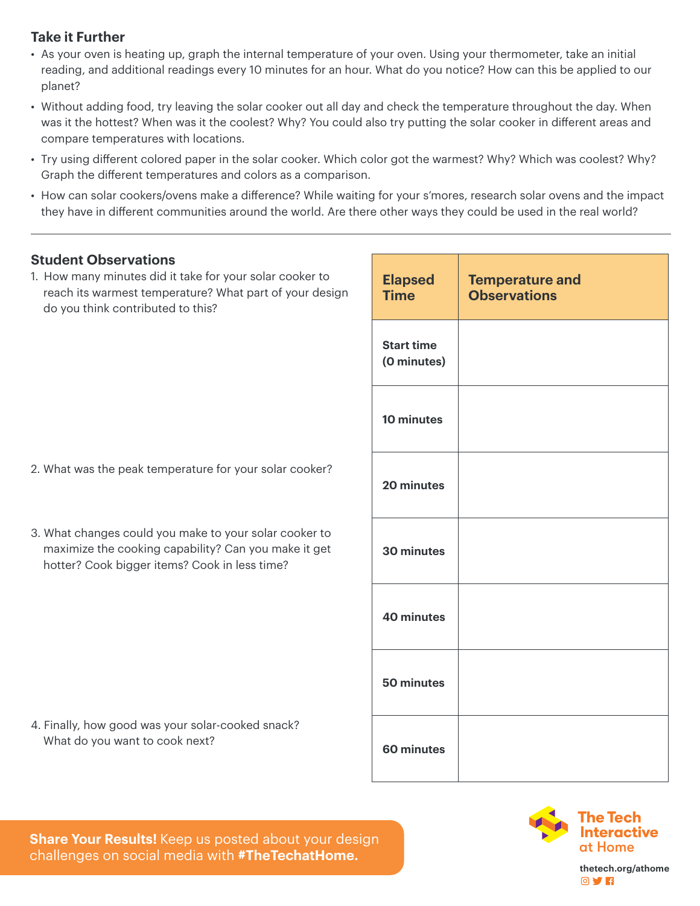## Take it Further

- As your oven is heating up, graph the internal temperature of your oven. Using your thermometer, take an initial reading, and additional readings every 10 minutes for an hour. What do you notice? How can this be applied to our planet?
- Without adding food, try leaving the solar cooker out all day and check the temperature throughout the day. When was it the hottest? When was it the coolest? Why? You could also try putting the solar cooker in different areas and compare temperatures with locations.
- Try using different colored paper in the solar cooker. Which color got the warmest? Why? Which was coolest? Why? Graph the different temperatures and colors as a comparison.
- How can solar cookers/ovens make a difference? While waiting for your s'mores, research solar ovens and the impact they have in different communities around the world. Are there other ways they could be used in the real world?

---

## Student Observations

1. How many minutes did it take for your solar cooker to reach its warmest temperature? What part of your design do you think contributed to this?

2. What was the peak temperature for your solar cooker?

3. What changes could you make to your solar cooker to maximize the cooking capability? Can you make it get hotter? Cook bigger items? Cook in less time?

4. Finally, how good was your solar-cooked snack? What do you want to cook next?

| Elapsed Time | Temperature and Observations |
|---|---|
| **Start time (0 minutes)** | |
| **10 minutes** | |
| **20 minutes** | |
| **30 minutes** | |
| **40 minutes** | |
| **50 minutes** | |
| **60 minutes** | |

**Share Your Results!** Keep us posted about your design challenges on social media with **#TheTechatHome.**

The Tech Interactive at Home

thetech.org/athome